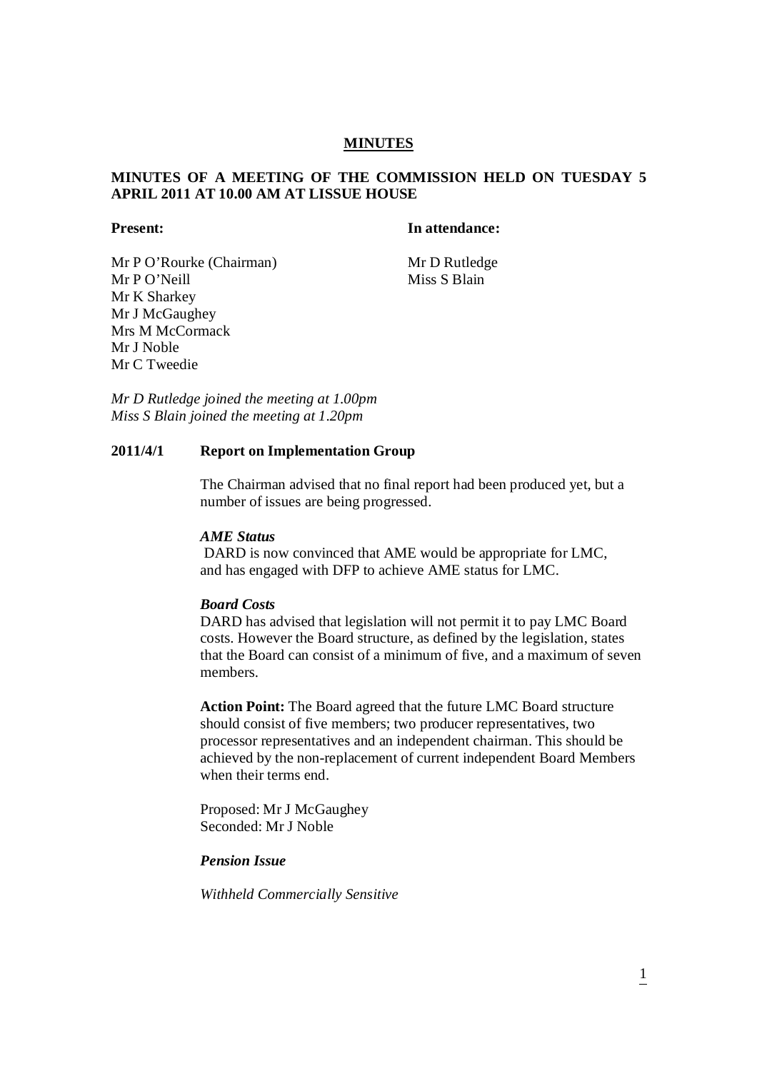# MINUTES

## MINUTES OF A MEETING OF THE COMMISSION HELD ON TUESDAY 5 APRIL 2011 AT 10.00 AM AT LISSUE HOUSE

| Present: | In attendance: |
| --- | --- |
| Mr P O'Rourke (Chairman) | Mr D Rutledge |
| Mr P O'Neill | Miss S Blain |
| Mr K Sharkey | |
| Mr J McGaughey | |
| Mrs M McCormack | |
| Mr J Noble | |
| Mr C Tweedie | |

*Mr D Rutledge joined the meeting at 1.00pm*
*Miss S Blain joined the meeting at 1.20pm*

### 2011/4/1 Report on Implementation Group

The Chairman advised that no final report had been produced yet, but a number of issues are being progressed.

***AME Status***

DARD is now convinced that AME would be appropriate for LMC, and has engaged with DFP to achieve AME status for LMC.

***Board Costs***

DARD has advised that legislation will not permit it to pay LMC Board costs. However the Board structure, as defined by the legislation, states that the Board can consist of a minimum of five, and a maximum of seven members.

**Action Point:** The Board agreed that the future LMC Board structure should consist of five members; two producer representatives, two processor representatives and an independent chairman. This should be achieved by the non-replacement of current independent Board Members when their terms end.

Proposed: Mr J McGaughey
Seconded: Mr J Noble

***Pension Issue***

*Withheld Commercially Sensitive*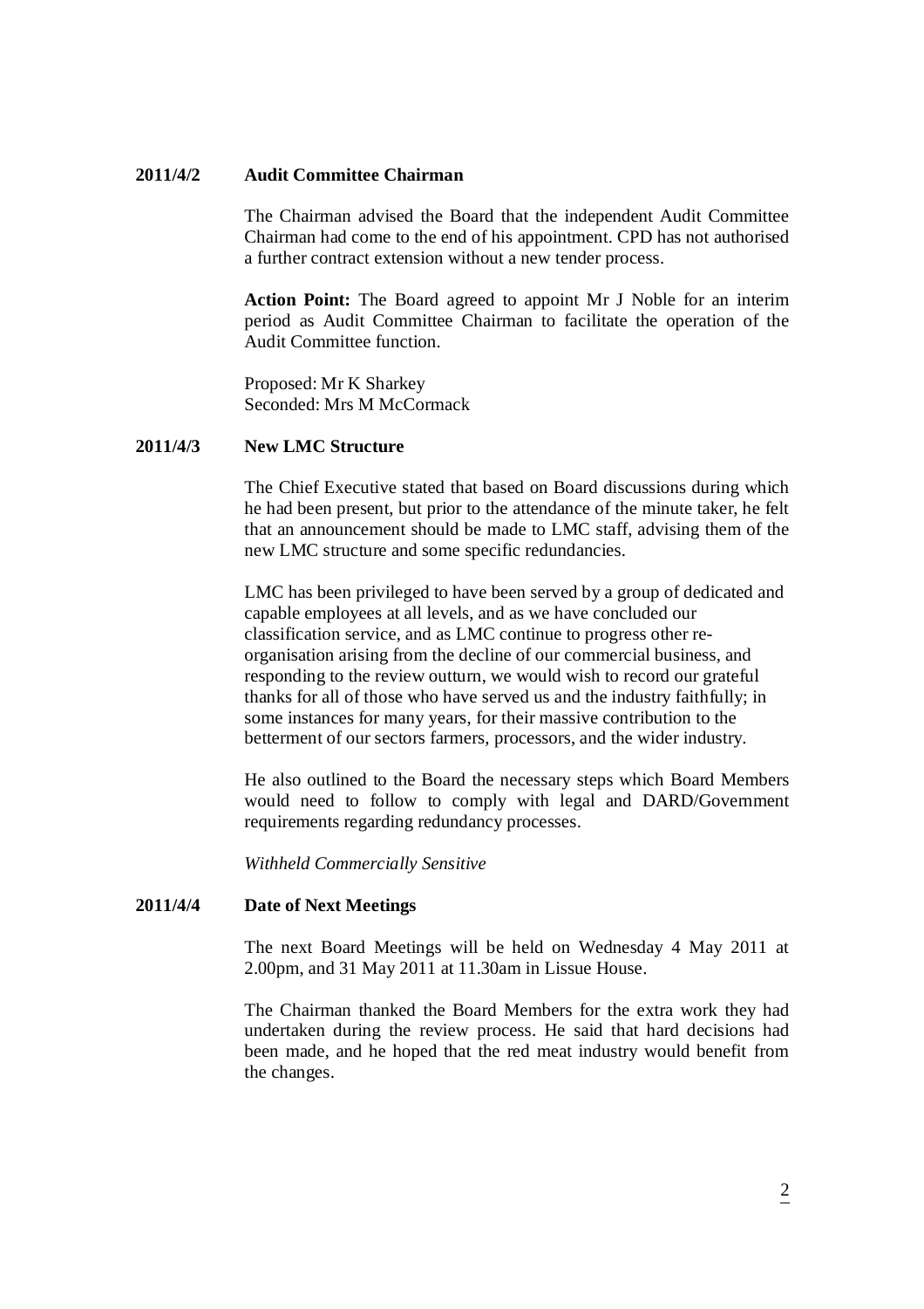**2011/4/2 Audit Committee Chairman**

The Chairman advised the Board that the independent Audit Committee Chairman had come to the end of his appointment. CPD has not authorised a further contract extension without a new tender process.

**Action Point:** The Board agreed to appoint Mr J Noble for an interim period as Audit Committee Chairman to facilitate the operation of the Audit Committee function.

Proposed: Mr K Sharkey
Seconded: Mrs M McCormack

**2011/4/3 New LMC Structure**

The Chief Executive stated that based on Board discussions during which he had been present, but prior to the attendance of the minute taker, he felt that an announcement should be made to LMC staff, advising them of the new LMC structure and some specific redundancies.

LMC has been privileged to have been served by a group of dedicated and capable employees at all levels, and as we have concluded our classification service, and as LMC continue to progress other re-organisation arising from the decline of our commercial business, and responding to the review outturn, we would wish to record our grateful thanks for all of those who have served us and the industry faithfully; in some instances for many years, for their massive contribution to the betterment of our sectors farmers, processors, and the wider industry.

He also outlined to the Board the necessary steps which Board Members would need to follow to comply with legal and DARD/Government requirements regarding redundancy processes.

*Withheld Commercially Sensitive*

**2011/4/4 Date of Next Meetings**

The next Board Meetings will be held on Wednesday 4 May 2011 at 2.00pm, and 31 May 2011 at 11.30am in Lissue House.

The Chairman thanked the Board Members for the extra work they had undertaken during the review process. He said that hard decisions had been made, and he hoped that the red meat industry would benefit from the changes.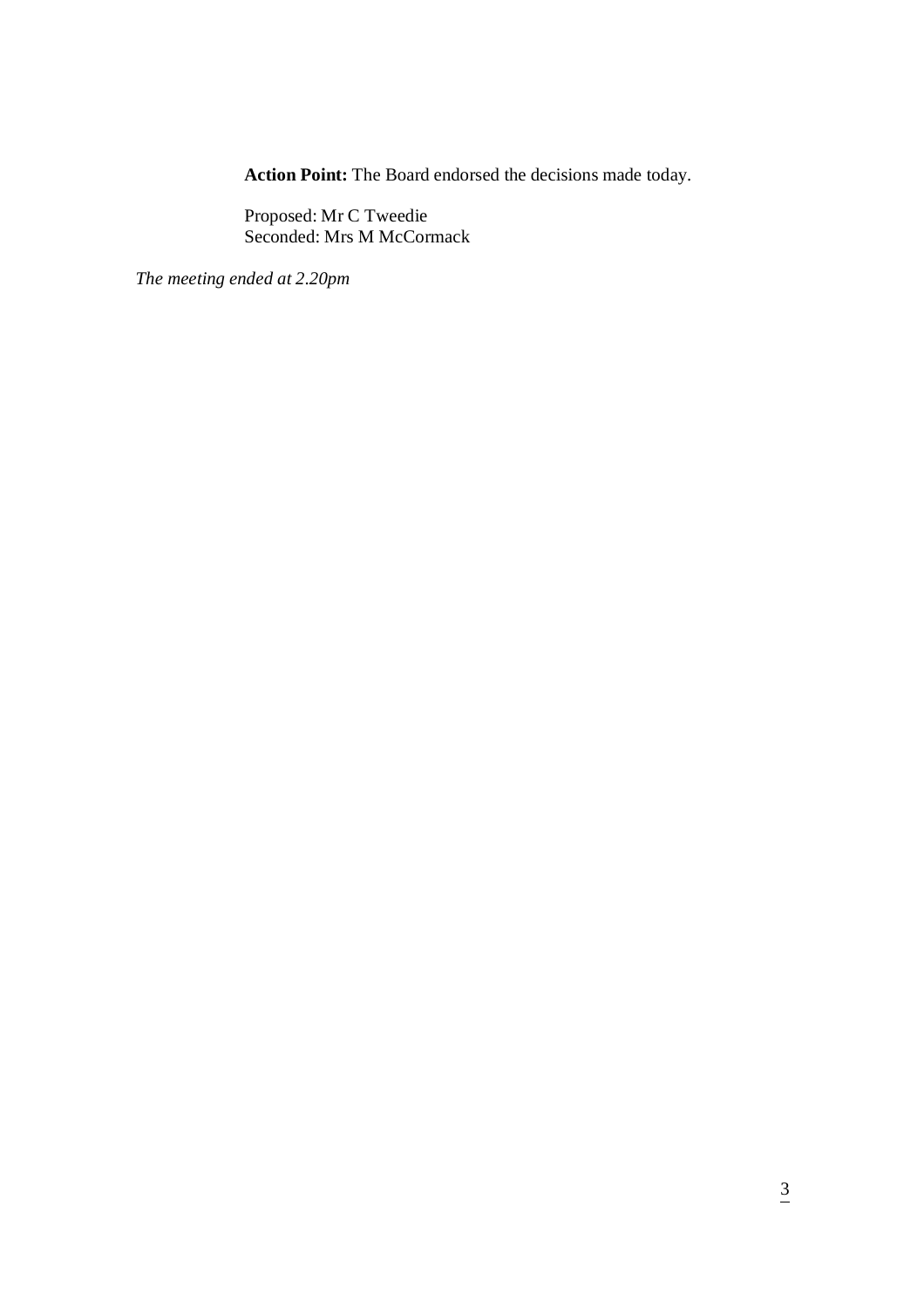**Action Point:** The Board endorsed the decisions made today.

Proposed: Mr C Tweedie
Seconded: Mrs M McCormack

*The meeting ended at 2.20pm*